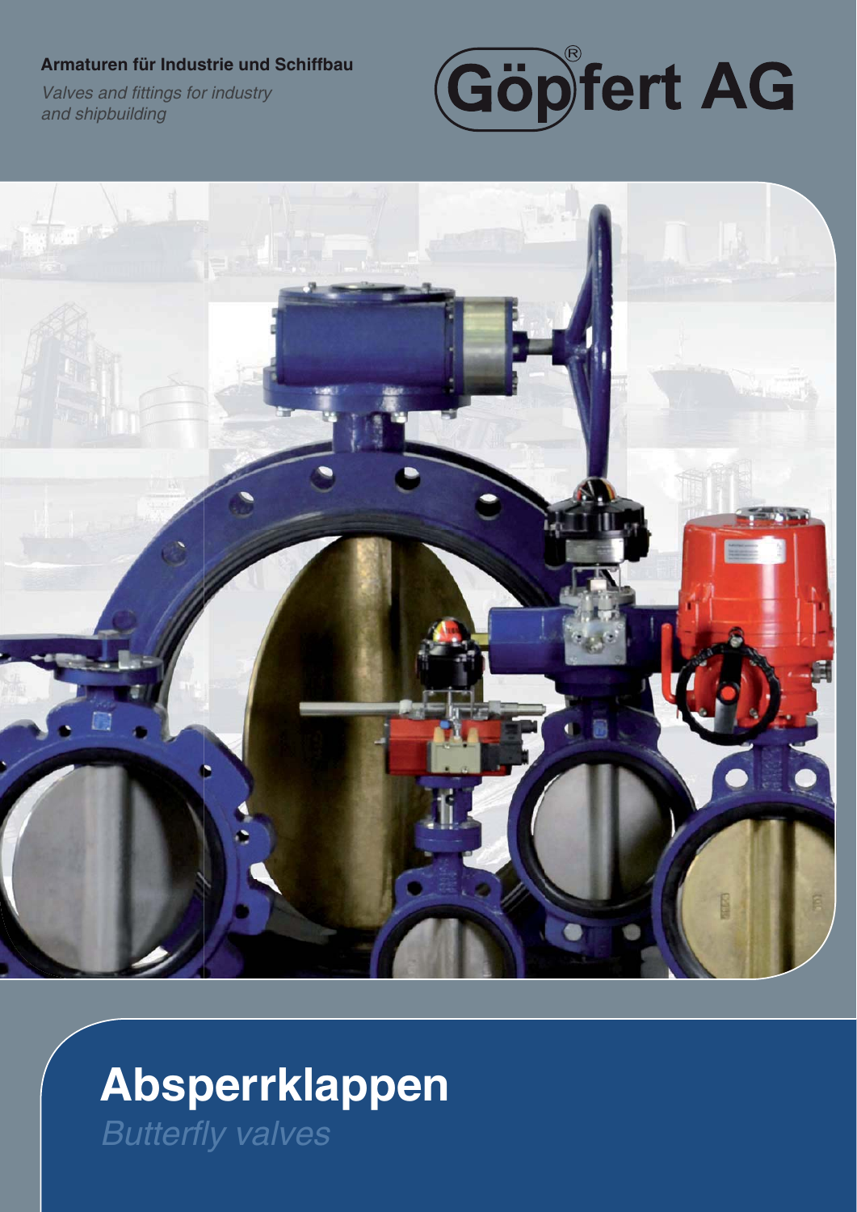**Armaturen für Industrie und Schiffbau**

*Valves and fittings for industry and shipbuilding*

Göpfert AG

# Absperrklappen

*Butterfly valves*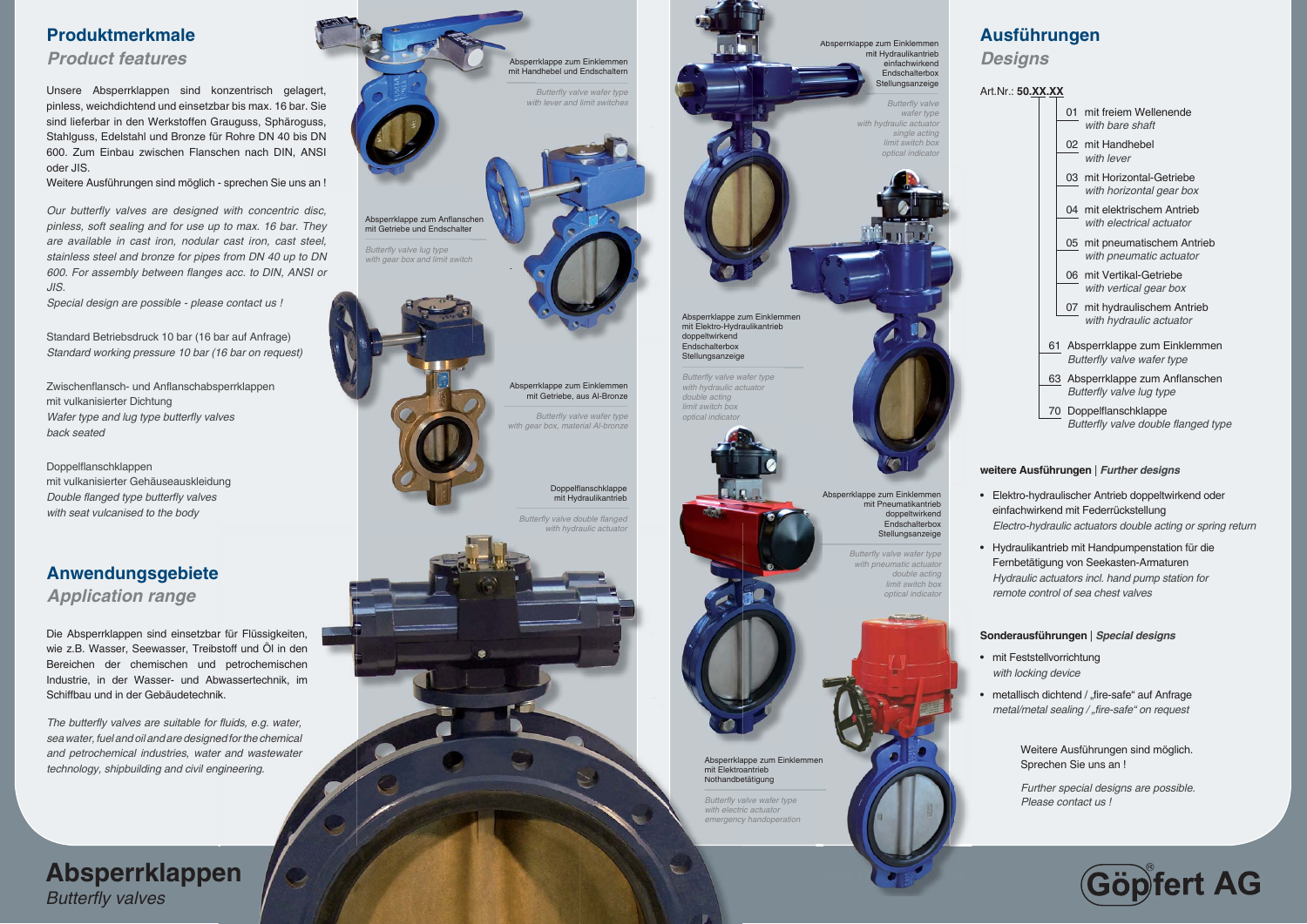## Produktmerkmale
### *Product features*

Unsere Absperrklappen sind konzentrisch gelagert, pinless, weichdichtend und einsetzbar bis max. 16 bar. Sie sind lieferbar in den Werkstoffen Grauguss, Sphäroguss, Stahlguss, Edelstahl und Bronze für Rohre DN 40 bis DN 600. Zum Einbau zwischen Flanschen nach DIN, ANSI oder JIS.
Weitere Ausführungen sind möglich - sprechen Sie uns an !

*Our butterfly valves are designed with concentric disc, pinless, soft sealing and for use up to max. 16 bar. They are available in cast iron, nodular cast iron, cast steel, stainless steel and bronze for pipes from DN 40 up to DN 600. For assembly between flanges acc. to DIN, ANSI or JIS.*
*Special design are possible - please contact us !*

Standard Betriebsdruck 10 bar (16 bar auf Anfrage)
*Standard working pressure 10 bar (16 bar on request)*

Zwischenflansch- und Anflanschabsperrklappen
mit vulkanisierter Dichtung
*Wafer type and lug type butterfly valves*
*back seated*

Doppelflanschklappen
mit vulkanisierter Gehäuseauskleidung
*Double flanged type butterfly valves*
*with seat vulcanised to the body*

## Anwendungsgebiete
### *Application range*

Die Absperrklappen sind einsetzbar für Flüssigkeiten, wie z.B. Wasser, Seewasser, Treibstoff und Öl in den Bereichen der chemischen und petrochemischen Industrie, in der Wasser- und Abwassertechnik, im Schiffbau und in der Gebäudetechnik.

*The butterfly valves are suitable for fluids, e.g. water, sea water, fuel and oil and are designed for the chemical and petrochemical industries, water and wastewater technology, shipbuilding and civil engineering.*

Absperrklappe zum Einklemmen mit Handhebel und Endschaltern
*Butterfly valve wafer type with lever and limit switches*

Absperrklappe zum Anflanschen mit Getriebe und Endschalter
*Butterfly valve lug type with gear box and limit switch*

Absperrklappe zum Einklemmen mit Getriebe, aus Al-Bronze
*Butterfly valve wafer type with gear box, material Al-bronze*

Doppelflanschklappe mit Hydraulikantrieb
*Butterfly valve double flanged with hydraulic actuator*

Absperrklappe zum Einklemmen mit Hydraulikantrieb einfachwirkend Endschalterbox Stellungsanzeige
*Butterfly valve wafer type with hydraulic actuator single acting limit switch box optical indicator*

Absperrklappe zum Einklemmen mit Elektro-Hydraulikantrieb doppeltwirkend Endschalterbox Stellungsanzeige
*Butterfly valve wafer type with hydraulic actuator double acting limit switch box optical indicator*

Absperrklappe zum Einklemmen mit Pneumatikantrieb doppeltwirkend Endschalterbox Stellungsanzeige
*Butterfly valve wafer type with pneumatic actuator double acting limit switch box optical indicator*

Absperrklappe zum Einklemmen mit Elektroantrieb Nothandbetätigung
*Butterfly valve wafer type with electric actuator emergency handoperation*

## Ausführungen
### *Designs*

Art.Nr.: **50.XX.XX**

- 01 mit freiem Wellenende / *with bare shaft*
- 02 mit Handhebel / *with lever*
- 03 mit Horizontal-Getriebe / *with horizontal gear box*
- 04 mit elektrischem Antrieb / *with electrical actuator*
- 05 mit pneumatischem Antrieb / *with pneumatic actuator*
- 06 mit Vertikal-Getriebe / *with vertical gear box*
- 07 mit hydraulischem Antrieb / *with hydraulic actuator*

- 61 Absperrklappe zum Einklemmen / *Butterfly valve wafer type*
- 63 Absperrklappe zum Anflanschen / *Butterfly valve lug type*
- 70 Doppelflanschklappe / *Butterfly valve double flanged type*

**weitere Ausführungen** | ***Further designs***

- Elektro-hydraulischer Antrieb doppeltwirkend oder einfachwirkend mit Federrückstellung
  *Electro-hydraulic actuators double acting or spring return*
- Hydraulikantrieb mit Handpumpenstation für die Fernbetätigung von Seekasten-Armaturen
  *Hydraulic actuators incl. hand pump station for remote control of sea chest valves*

**Sonderausführungen** | ***Special designs***

- mit Feststellvorrichtung
  *with locking device*
- metallisch dichtend / „fire-safe“ auf Anfrage
  *metal/metal sealing / „fire-safe“ on request*

Weitere Ausführungen sind möglich.
Sprechen Sie uns an !

*Further special designs are possible.*
*Please contact us !*

# Absperrklappen
*Butterfly valves*

Göpfert AG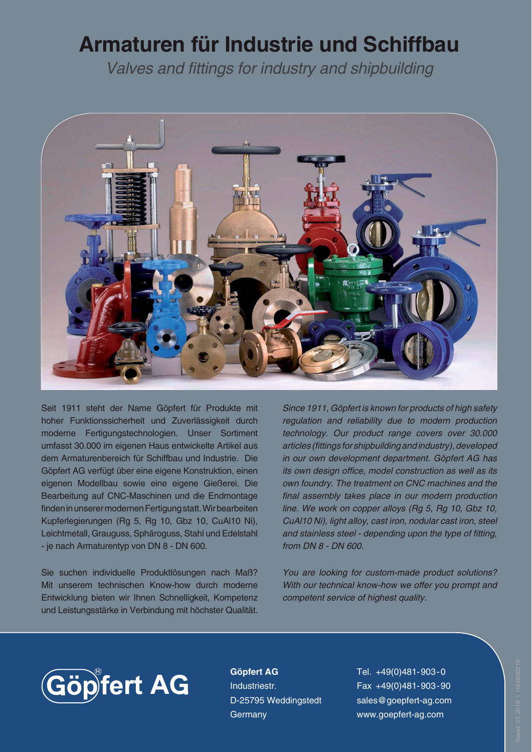# Armaturen für Industrie und Schiffbau

*Valves and fittings for industry and shipbuilding*

Seit 1911 steht der Name Göpfert für Produkte mit hoher Funktionssicherheit und Zuverlässigkeit durch moderne Fertigungstechnologien. Unser Sortiment umfasst 30.000 im eigenen Haus entwickelte Artikel aus dem Armaturenbereich für Schiffbau und Industrie. Die Göpfert AG verfügt über eine eigene Konstruktion, einen eigenen Modellbau sowie eine eigene Gießerei. Die Bearbeitung auf CNC-Maschinen und die Endmontage finden in unserer modernen Fertigung statt. Wir bearbeiten Kupferlegierungen (Rg 5, Rg 10, Gbz 10, CuAl10 Ni), Leichtmetall, Grauguss, Sphäroguss, Stahl und Edelstahl - je nach Armaturentyp von DN 8 - DN 600.

Sie suchen individuelle Produktlösungen nach Maß? Mit unserem technischen Know-how durch moderne Entwicklung bieten wir Ihnen Schnelligkeit, Kompetenz und Leistungsstärke in Verbindung mit höchster Qualität.

*Since 1911, Göpfert is known for products of high safety regulation and reliability due to modern production technology. Our product range covers over 30.000 articles (fittings for shipbuilding and industry), developed in our own development department. Göpfert AG has its own design office, model construction as well as its own foundry. The treatment on CNC machines and the final assembly takes place in our modern production line. We work on copper alloys (Rg 5, Rg 10, Gbz 10, CuAl10 Ni), light alloy, cast iron, nodular cast iron, steel and stainless steel - depending upon the type of fitting, from DN 8 - DN 600.*

*You are looking for custom-made product solutions? With our technical know-how we offer you prompt and competent service of highest quality.*

Göpfert® AG

**Göpfert AG**
Industriestr.
D-25795 Weddingstedt
Germany

Tel. +49(0)481-903-0
Fax +49(0)481-903-90
sales@goepfert-ag.com
www.goepfert-ag.com

Stand: 01.2016 | H44930219